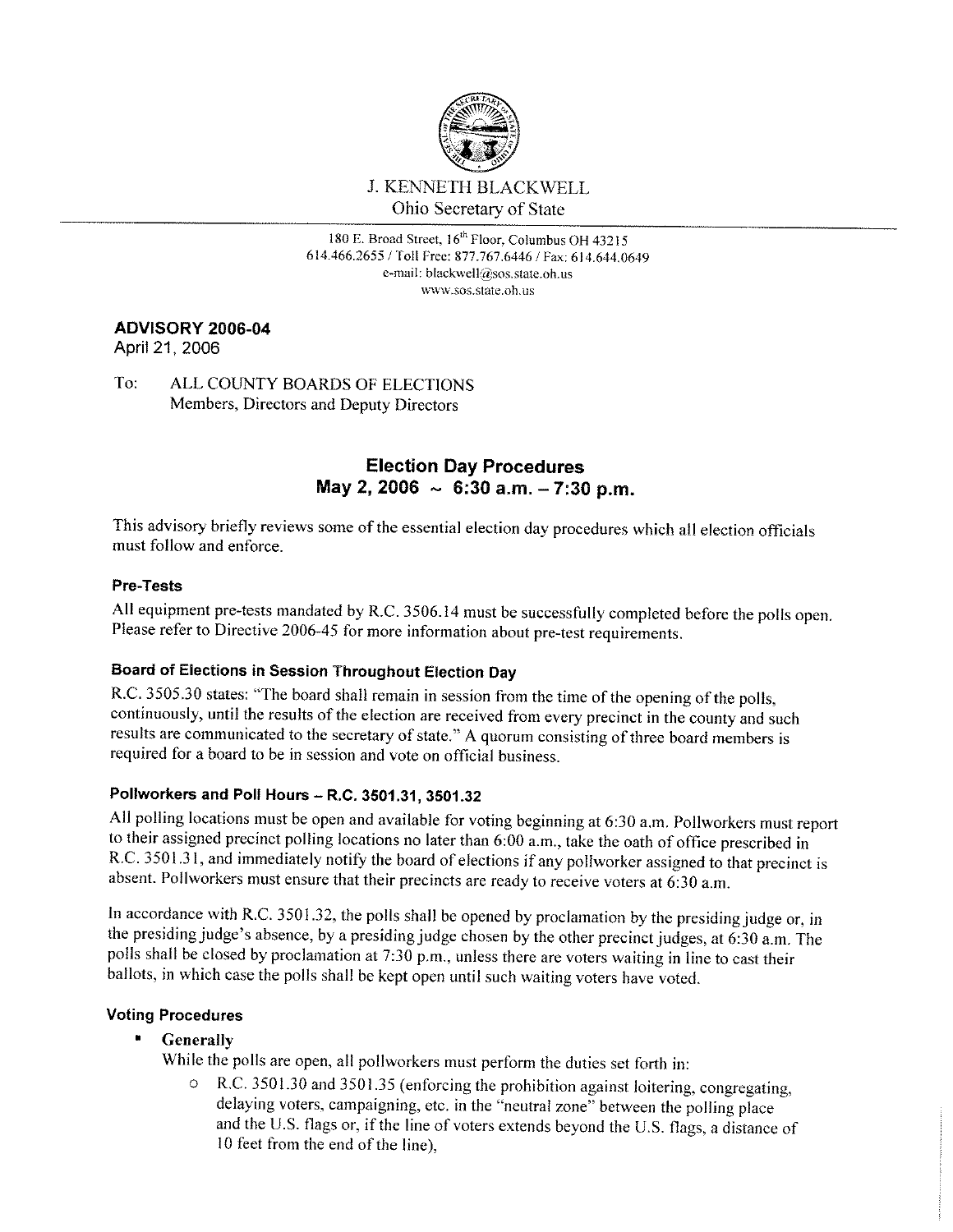J. KENNETH BLACKWELL
Ohio Secretary of State

180 E. Broad Street, 16th Floor, Columbus OH 43215
614.466.2655 / Toll Free: 877.767.6446 / Fax: 614.644.0649
e-mail: blackwell@sos.state.oh.us
www.sos.state.oh.us

**ADVISORY 2006-04**
April 21, 2006

To: ALL COUNTY BOARDS OF ELECTIONS
Members, Directors and Deputy Directors

## Election Day Procedures
## May 2, 2006 ~ 6:30 a.m. – 7:30 p.m.

This advisory briefly reviews some of the essential election day procedures which all election officials must follow and enforce.

### Pre-Tests

All equipment pre-tests mandated by R.C. 3506.14 must be successfully completed before the polls open. Please refer to Directive 2006-45 for more information about pre-test requirements.

### Board of Elections in Session Throughout Election Day

R.C. 3505.30 states: "The board shall remain in session from the time of the opening of the polls, continuously, until the results of the election are received from every precinct in the county and such results are communicated to the secretary of state." A quorum consisting of three board members is required for a board to be in session and vote on official business.

### Pollworkers and Poll Hours – R.C. 3501.31, 3501.32

All polling locations must be open and available for voting beginning at 6:30 a.m. Pollworkers must report to their assigned precinct polling locations no later than 6:00 a.m., take the oath of office prescribed in R.C. 3501.31, and immediately notify the board of elections if any pollworker assigned to that precinct is absent. Pollworkers must ensure that their precincts are ready to receive voters at 6:30 a.m.

In accordance with R.C. 3501.32, the polls shall be opened by proclamation by the presiding judge or, in the presiding judge's absence, by a presiding judge chosen by the other precinct judges, at 6:30 a.m. The polls shall be closed by proclamation at 7:30 p.m., unless there are voters waiting in line to cast their ballots, in which case the polls shall be kept open until such waiting voters have voted.

### Voting Procedures

- **Generally**
  While the polls are open, all pollworkers must perform the duties set forth in:
  - R.C. 3501.30 and 3501.35 (enforcing the prohibition against loitering, congregating, delaying voters, campaigning, etc. in the "neutral zone" between the polling place and the U.S. flags or, if the line of voters extends beyond the U.S. flags, a distance of 10 feet from the end of the line),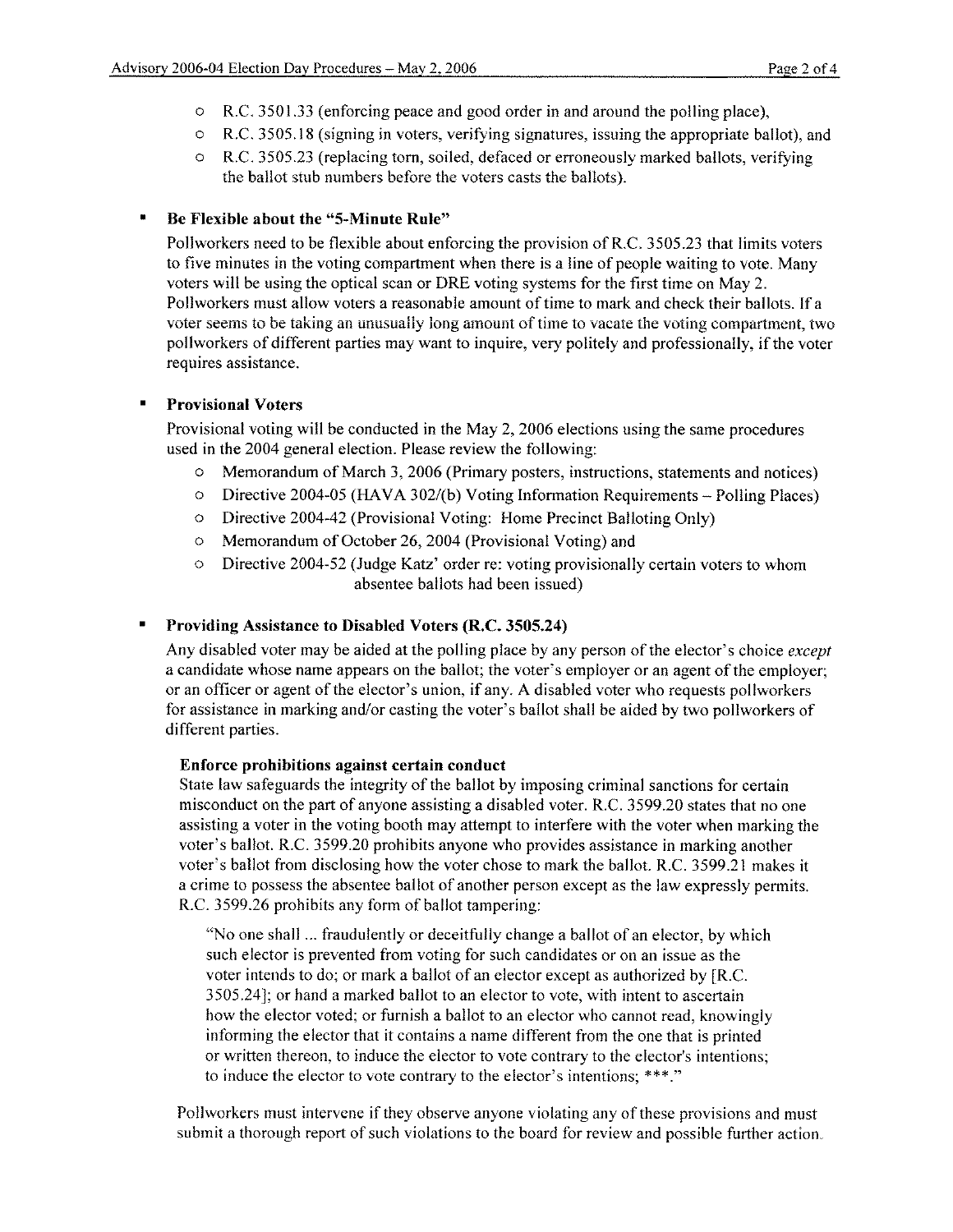- R.C. 3501.33 (enforcing peace and good order in and around the polling place),
- R.C. 3505.18 (signing in voters, verifying signatures, issuing the appropriate ballot), and
- R.C. 3505.23 (replacing torn, soiled, defaced or erroneously marked ballots, verifying the ballot stub numbers before the voters casts the ballots).

- **Be Flexible about the "5-Minute Rule"**

  Pollworkers need to be flexible about enforcing the provision of R.C. 3505.23 that limits voters to five minutes in the voting compartment when there is a line of people waiting to vote. Many voters will be using the optical scan or DRE voting systems for the first time on May 2. Pollworkers must allow voters a reasonable amount of time to mark and check their ballots. If a voter seems to be taking an unusually long amount of time to vacate the voting compartment, two pollworkers of different parties may want to inquire, very politely and professionally, if the voter requires assistance.

- **Provisional Voters**

  Provisional voting will be conducted in the May 2, 2006 elections using the same procedures used in the 2004 general election. Please review the following:
  - Memorandum of March 3, 2006 (Primary posters, instructions, statements and notices)
  - Directive 2004-05 (HAVA 302/(b) Voting Information Requirements – Polling Places)
  - Directive 2004-42 (Provisional Voting: Home Precinct Balloting Only)
  - Memorandum of October 26, 2004 (Provisional Voting) and
  - Directive 2004-52 (Judge Katz' order re: voting provisionally certain voters to whom absentee ballots had been issued)

- **Providing Assistance to Disabled Voters (R.C. 3505.24)**

  Any disabled voter may be aided at the polling place by any person of the elector's choice *except* a candidate whose name appears on the ballot; the voter's employer or an agent of the employer; or an officer or agent of the elector's union, if any. A disabled voter who requests pollworkers for assistance in marking and/or casting the voter's ballot shall be aided by two pollworkers of different parties.

  **Enforce prohibitions against certain conduct**

  State law safeguards the integrity of the ballot by imposing criminal sanctions for certain misconduct on the part of anyone assisting a disabled voter. R.C. 3599.20 states that no one assisting a voter in the voting booth may attempt to interfere with the voter when marking the voter's ballot. R.C. 3599.20 prohibits anyone who provides assistance in marking another voter's ballot from disclosing how the voter chose to mark the ballot. R.C. 3599.21 makes it a crime to possess the absentee ballot of another person except as the law expressly permits. R.C. 3599.26 prohibits any form of ballot tampering:

  > "No one shall ... fraudulently or deceitfully change a ballot of an elector, by which such elector is prevented from voting for such candidates or on an issue as the voter intends to do; or mark a ballot of an elector except as authorized by [R.C. 3505.24]; or hand a marked ballot to an elector to vote, with intent to ascertain how the elector voted; or furnish a ballot to an elector who cannot read, knowingly informing the elector that it contains a name different from the one that is printed or written thereon, to induce the elector to vote contrary to the elector's intentions; to induce the elector to vote contrary to the elector's intentions; ***."

  Pollworkers must intervene if they observe anyone violating any of these provisions and must submit a thorough report of such violations to the board for review and possible further action.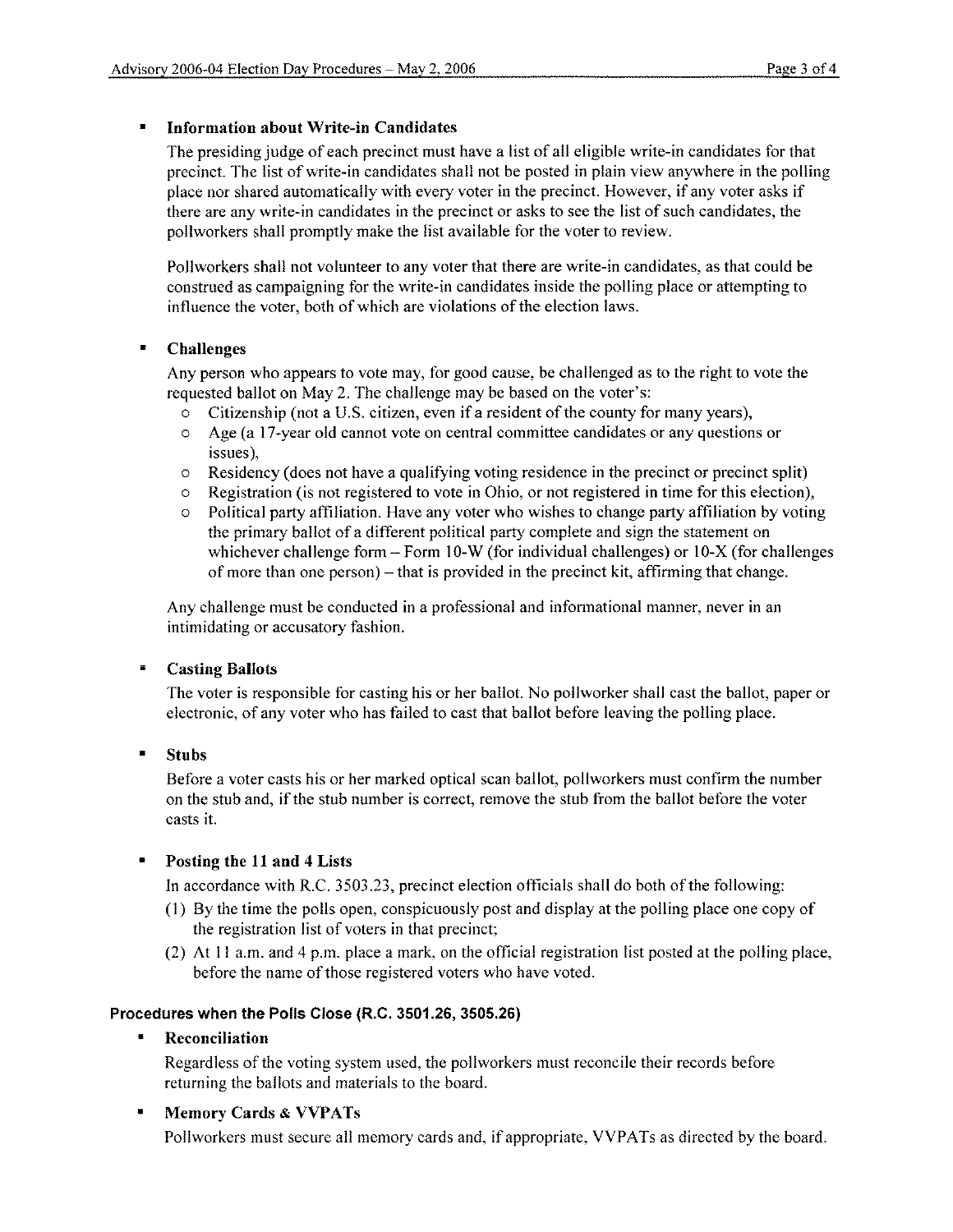- **Information about Write-in Candidates**

  The presiding judge of each precinct must have a list of all eligible write-in candidates for that precinct. The list of write-in candidates shall not be posted in plain view anywhere in the polling place nor shared automatically with every voter in the precinct. However, if any voter asks if there are any write-in candidates in the precinct or asks to see the list of such candidates, the pollworkers shall promptly make the list available for the voter to review.

  Pollworkers shall not volunteer to any voter that there are write-in candidates, as that could be construed as campaigning for the write-in candidates inside the polling place or attempting to influence the voter, both of which are violations of the election laws.

- **Challenges**

  Any person who appears to vote may, for good cause, be challenged as to the right to vote the requested ballot on May 2. The challenge may be based on the voter's:
  - Citizenship (not a U.S. citizen, even if a resident of the county for many years),
  - Age (a 17-year old cannot vote on central committee candidates or any questions or issues),
  - Residency (does not have a qualifying voting residence in the precinct or precinct split)
  - Registration (is not registered to vote in Ohio, or not registered in time for this election),
  - Political party affiliation. Have any voter who wishes to change party affiliation by voting the primary ballot of a different political party complete and sign the statement on whichever challenge form – Form 10-W (for individual challenges) or 10-X (for challenges of more than one person) – that is provided in the precinct kit, affirming that change.

  Any challenge must be conducted in a professional and informational manner, never in an intimidating or accusatory fashion.

- **Casting Ballots**

  The voter is responsible for casting his or her ballot. No pollworker shall cast the ballot, paper or electronic, of any voter who has failed to cast that ballot before leaving the polling place.

- **Stubs**

  Before a voter casts his or her marked optical scan ballot, pollworkers must confirm the number on the stub and, if the stub number is correct, remove the stub from the ballot before the voter casts it.

- **Posting the 11 and 4 Lists**

  In accordance with R.C. 3503.23, precinct election officials shall do both of the following:
  1. By the time the polls open, conspicuously post and display at the polling place one copy of the registration list of voters in that precinct;
  2. At 11 a.m. and 4 p.m. place a mark, on the official registration list posted at the polling place, before the name of those registered voters who have voted.

### Procedures when the Polls Close (R.C. 3501.26, 3505.26)

- **Reconciliation**

  Regardless of the voting system used, the pollworkers must reconcile their records before returning the ballots and materials to the board.

- **Memory Cards & VVPATs**

  Pollworkers must secure all memory cards and, if appropriate, VVPATs as directed by the board.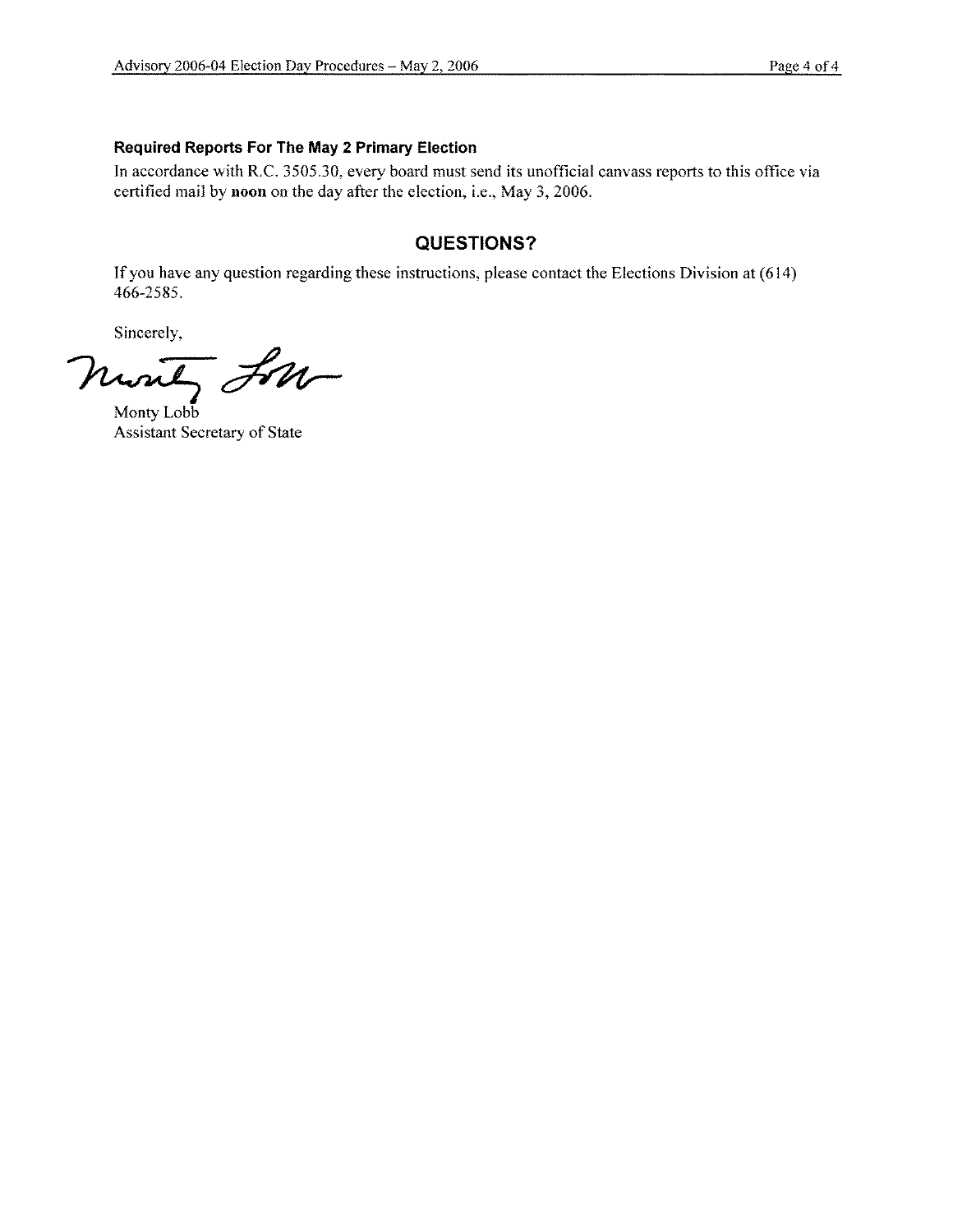### Required Reports For The May 2 Primary Election

In accordance with R.C. 3505.30, every board must send its unofficial canvass reports to this office via certified mail by **noon** on the day after the election, i.e., May 3, 2006.

## QUESTIONS?

If you have any question regarding these instructions, please contact the Elections Division at (614) 466-2585.

Sincerely,

Monty Lobb
Assistant Secretary of State